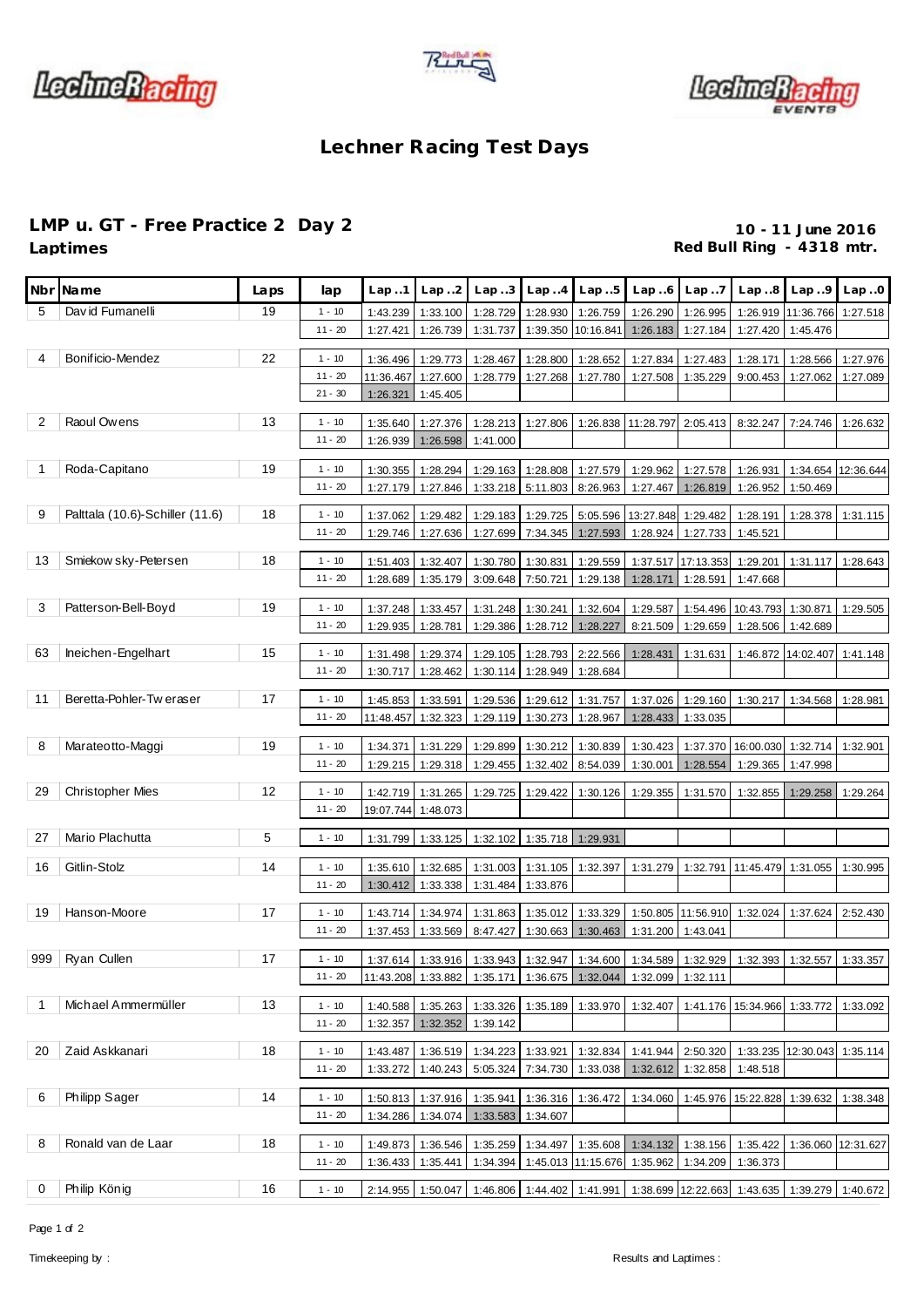# Lechner Racing Test Days

## LMP u. GT - Free Practice 2 Day 2

**Laptimes**

**10 - 11 June 2016**

**Red Bull Ring - 4318 mtr.**

| Nbr | Name | Laps | lap | Lap ..1 | Lap ..2 | Lap ..3 | Lap ..4 | Lap ..5 | Lap ..6 | Lap ..7 | Lap ..8 | Lap ..9 | Lap ..0 |
|---|---|---|---|---|---|---|---|---|---|---|---|---|---|
| 5 | David Fumanelli | 19 | 1 - 10 | 1:43.239 | 1:33.100 | 1:28.729 | 1:28.930 | 1:26.759 | 1:26.290 | 1:26.995 | 1:26.919 | 11:36.766 | 1:27.518 |
| | | | 11 - 20 | 1:27.421 | 1:26.739 | 1:31.737 | 1:39.350 | 10:16.841 | 1:26.183 | 1:27.184 | 1:27.420 | 1:45.476 | |
| 4 | Bonificio-Mendez | 22 | 1 - 10 | 1:36.496 | 1:29.773 | 1:28.467 | 1:28.800 | 1:28.652 | 1:27.834 | 1:27.483 | 1:28.171 | 1:28.566 | 1:27.976 |
| | | | 11 - 20 | 11:36.467 | 1:27.600 | 1:28.779 | 1:27.268 | 1:27.780 | 1:27.508 | 1:35.229 | 9:00.453 | 1:27.062 | 1:27.089 |
| | | | 21 - 30 | 1:26.321 | 1:45.405 | | | | | | | | |
| 2 | Raoul Owens | 13 | 1 - 10 | 1:35.640 | 1:27.376 | 1:28.213 | 1:27.806 | 1:26.838 | 11:28.797 | 2:05.413 | 8:32.247 | 7:24.746 | 1:26.632 |
| | | | 11 - 20 | 1:26.939 | 1:26.598 | 1:41.000 | | | | | | | |
| 1 | Roda-Capitano | 19 | 1 - 10 | 1:30.355 | 1:28.294 | 1:29.163 | 1:28.808 | 1:27.579 | 1:29.962 | 1:27.578 | 1:26.931 | 1:34.654 | 12:36.644 |
| | | | 11 - 20 | 1:27.179 | 1:27.846 | 1:33.218 | 5:11.803 | 8:26.963 | 1:27.467 | 1:26.819 | 1:26.952 | 1:50.469 | |
| 9 | Palttala (10.6)-Schiller (11.6) | 18 | 1 - 10 | 1:37.062 | 1:29.482 | 1:29.183 | 1:29.725 | 5:05.596 | 13:27.848 | 1:29.482 | 1:28.191 | 1:28.378 | 1:31.115 |
| | | | 11 - 20 | 1:29.746 | 1:27.636 | 1:27.699 | 7:34.345 | 1:27.593 | 1:28.924 | 1:27.733 | 1:45.521 | | |
| 13 | Smiekowsky-Petersen | 18 | 1 - 10 | 1:51.403 | 1:32.407 | 1:30.780 | 1:30.831 | 1:29.559 | 1:37.517 | 17:13.353 | 1:29.201 | 1:31.117 | 1:28.643 |
| | | | 11 - 20 | 1:28.689 | 1:35.179 | 3:09.648 | 7:50.721 | 1:29.138 | 1:28.171 | 1:28.591 | 1:47.668 | | |
| 3 | Patterson-Bell-Boyd | 19 | 1 - 10 | 1:37.248 | 1:33.457 | 1:31.248 | 1:30.241 | 1:32.604 | 1:29.587 | 1:54.496 | 10:43.793 | 1:30.871 | 1:29.505 |
| | | | 11 - 20 | 1:29.935 | 1:28.781 | 1:29.386 | 1:28.712 | 1:28.227 | 8:21.509 | 1:29.659 | 1:28.506 | 1:42.689 | |
| 63 | Ineichen-Engelhart | 15 | 1 - 10 | 1:31.498 | 1:29.374 | 1:29.105 | 1:28.793 | 2:22.566 | 1:28.431 | 1:31.631 | 1:46.872 | 14:02.407 | 1:41.148 |
| | | | 11 - 20 | 1:30.717 | 1:28.462 | 1:30.114 | 1:28.949 | 1:28.684 | | | | | |
| 11 | Beretta-Pohler-Tweraser | 17 | 1 - 10 | 1:45.853 | 1:33.591 | 1:29.536 | 1:29.612 | 1:31.757 | 1:37.026 | 1:29.160 | 1:30.217 | 1:34.568 | 1:28.981 |
| | | | 11 - 20 | 11:48.457 | 1:32.323 | 1:29.119 | 1:30.273 | 1:28.967 | 1:28.433 | 1:33.035 | | | |
| 8 | Marateotto-Maggi | 19 | 1 - 10 | 1:34.371 | 1:31.229 | 1:29.899 | 1:30.212 | 1:30.839 | 1:30.423 | 1:37.370 | 16:00.030 | 1:32.714 | 1:32.901 |
| | | | 11 - 20 | 1:29.215 | 1:29.318 | 1:29.455 | 1:32.402 | 8:54.039 | 1:30.001 | 1:28.554 | 1:29.365 | 1:47.998 | |
| 29 | Christopher Mies | 12 | 1 - 10 | 1:42.719 | 1:31.265 | 1:29.725 | 1:29.422 | 1:30.126 | 1:29.355 | 1:31.570 | 1:32.855 | 1:29.258 | 1:29.264 |
| | | | 11 - 20 | 19:07.744 | 1:48.073 | | | | | | | | |
| 27 | Mario Plachutta | 5 | 1 - 10 | 1:31.799 | 1:33.125 | 1:32.102 | 1:35.718 | 1:29.931 | | | | | |
| 16 | Gitlin-Stolz | 14 | 1 - 10 | 1:35.610 | 1:32.685 | 1:31.003 | 1:31.105 | 1:32.397 | 1:31.279 | 1:32.791 | 11:45.479 | 1:31.055 | 1:30.995 |
| | | | 11 - 20 | 1:30.412 | 1:33.338 | 1:31.484 | 1:33.876 | | | | | | |
| 19 | Hanson-Moore | 17 | 1 - 10 | 1:43.714 | 1:34.974 | 1:31.863 | 1:35.012 | 1:33.329 | 1:50.805 | 11:56.910 | 1:32.024 | 1:37.624 | 2:52.430 |
| | | | 11 - 20 | 1:37.453 | 1:33.569 | 8:47.427 | 1:30.663 | 1:30.463 | 1:31.200 | 1:43.041 | | | |
| 999 | Ryan Cullen | 17 | 1 - 10 | 1:37.614 | 1:33.916 | 1:33.943 | 1:32.947 | 1:34.600 | 1:34.589 | 1:32.929 | 1:32.393 | 1:32.557 | 1:33.357 |
| | | | 11 - 20 | 11:43.208 | 1:33.882 | 1:35.171 | 1:36.675 | 1:32.044 | 1:32.099 | 1:32.111 | | | |
| 1 | Michael Ammermüller | 13 | 1 - 10 | 1:40.588 | 1:35.263 | 1:33.326 | 1:35.189 | 1:33.970 | 1:32.407 | 1:41.176 | 15:34.966 | 1:33.772 | 1:33.092 |
| | | | 11 - 20 | 1:32.357 | 1:32.352 | 1:39.142 | | | | | | | |
| 20 | Zaid Askkanari | 18 | 1 - 10 | 1:43.487 | 1:36.519 | 1:34.223 | 1:33.921 | 1:32.834 | 1:41.944 | 2:50.320 | 1:33.235 | 12:30.043 | 1:35.114 |
| | | | 11 - 20 | 1:33.272 | 1:40.243 | 5:05.324 | 7:34.730 | 1:33.038 | 1:32.612 | 1:32.858 | 1:48.518 | | |
| 6 | Philipp Sager | 14 | 1 - 10 | 1:50.813 | 1:37.916 | 1:35.941 | 1:36.316 | 1:36.472 | 1:34.060 | 1:45.976 | 15:22.828 | 1:39.632 | 1:38.348 |
| | | | 11 - 20 | 1:34.286 | 1:34.074 | 1:33.583 | 1:34.607 | | | | | | |
| 8 | Ronald van de Laar | 18 | 1 - 10 | 1:49.873 | 1:36.546 | 1:35.259 | 1:34.497 | 1:35.608 | 1:34.132 | 1:38.156 | 1:35.422 | 1:36.060 | 12:31.627 |
| | | | 11 - 20 | 1:36.433 | 1:35.441 | 1:34.394 | 1:45.013 | 11:15.676 | 1:35.962 | 1:34.209 | 1:36.373 | | |
| 0 | Philip König | 16 | 1 - 10 | 2:14.955 | 1:50.047 | 1:46.806 | 1:44.402 | 1:41.991 | 1:38.699 | 12:22.663 | 1:43.635 | 1:39.279 | 1:40.672 |

Timekeeping by :

Results and Laptimes :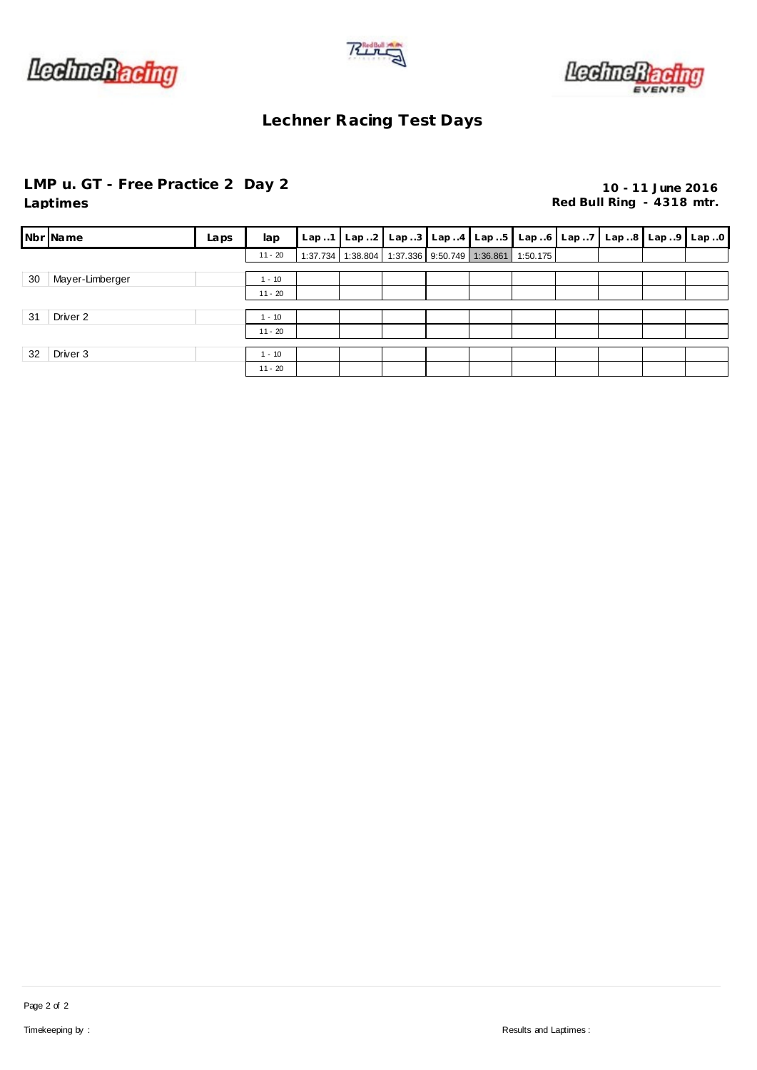# Lechner Racing Test Days

## LMP u. GT - Free Practice 2 Day 2

**Laptimes**

**10 - 11 June 2016**
**Red Bull Ring - 4318 mtr.**

| Nbr | Name | Laps | lap | Lap ..1 | Lap ..2 | Lap ..3 | Lap ..4 | Lap ..5 | Lap ..6 | Lap ..7 | Lap ..8 | Lap ..9 | Lap ..0 |
|---|---|---|---|---|---|---|---|---|---|---|---|---|---|
| | | | 11 - 20 | 1:37.734 | 1:38.804 | 1:37.336 | 9:50.749 | 1:36.861 | 1:50.175 | | | | |
| 30 | Mayer-Limberger | | 1 - 10 | | | | | | | | | | |
| | | | 11 - 20 | | | | | | | | | | |
| 31 | Driver 2 | | 1 - 10 | | | | | | | | | | |
| | | | 11 - 20 | | | | | | | | | | |
| 32 | Driver 3 | | 1 - 10 | | | | | | | | | | |
| | | | 11 - 20 | | | | | | | | | | |

Timekeeping by :

Results and Laptimes :